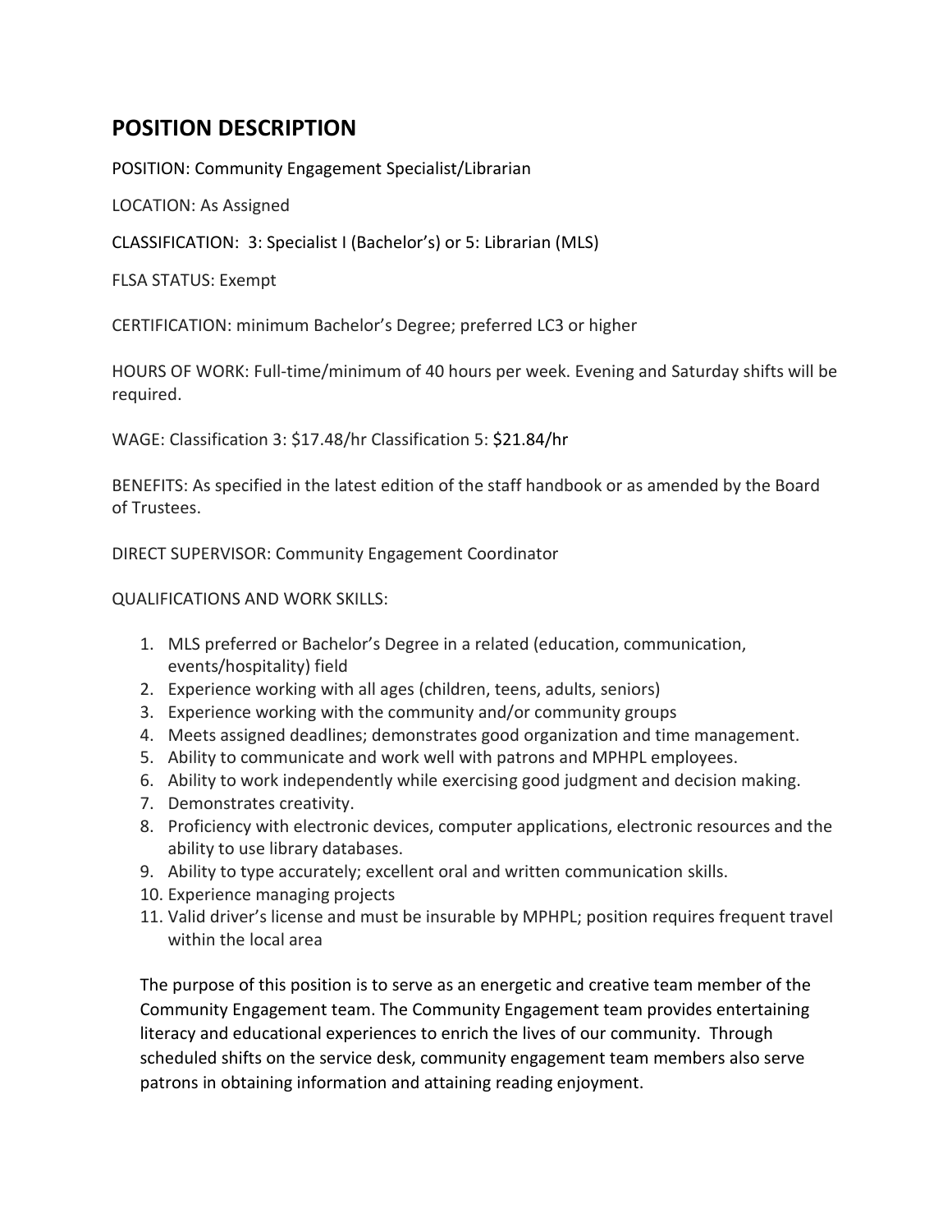# POSITION DESCRIPTION

POSITION: Community Engagement Specialist/Librarian

LOCATION: As Assigned

CLASSIFICATION: 3: Specialist I (Bachelor's) or 5: Librarian (MLS)

FLSA STATUS: Exempt

CERTIFICATION: minimum Bachelor's Degree; preferred LC3 or higher

HOURS OF WORK: Full-time/minimum of 40 hours per week. Evening and Saturday shifts will be required.

WAGE: Classification 3: $17.48/hr Classification 5: $21.84/hr

BENEFITS: As specified in the latest edition of the staff handbook or as amended by the Board of Trustees.

DIRECT SUPERVISOR: Community Engagement Coordinator

QUALIFICATIONS AND WORK SKILLS:

1. MLS preferred or Bachelor's Degree in a related (education, communication, events/hospitality) field
2. Experience working with all ages (children, teens, adults, seniors)
3. Experience working with the community and/or community groups
4. Meets assigned deadlines; demonstrates good organization and time management.
5. Ability to communicate and work well with patrons and MPHPL employees.
6. Ability to work independently while exercising good judgment and decision making.
7. Demonstrates creativity.
8. Proficiency with electronic devices, computer applications, electronic resources and the ability to use library databases.
9. Ability to type accurately; excellent oral and written communication skills.
10. Experience managing projects
11. Valid driver's license and must be insurable by MPHPL; position requires frequent travel within the local area

The purpose of this position is to serve as an energetic and creative team member of the Community Engagement team. The Community Engagement team provides entertaining literacy and educational experiences to enrich the lives of our community. Through scheduled shifts on the service desk, community engagement team members also serve patrons in obtaining information and attaining reading enjoyment.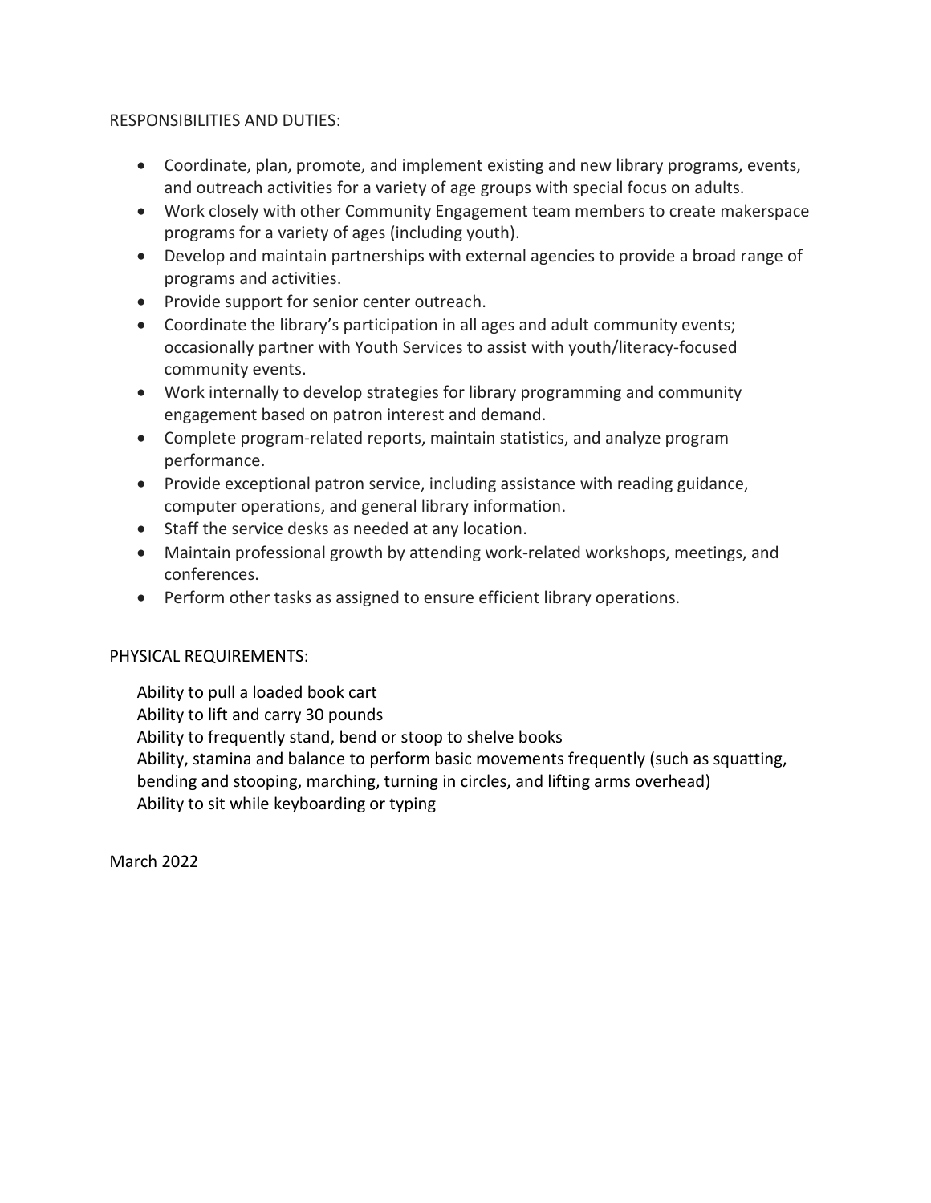RESPONSIBILITIES AND DUTIES:

- Coordinate, plan, promote, and implement existing and new library programs, events, and outreach activities for a variety of age groups with special focus on adults.
- Work closely with other Community Engagement team members to create makerspace programs for a variety of ages (including youth).
- Develop and maintain partnerships with external agencies to provide a broad range of programs and activities.
- Provide support for senior center outreach.
- Coordinate the library's participation in all ages and adult community events; occasionally partner with Youth Services to assist with youth/literacy-focused community events.
- Work internally to develop strategies for library programming and community engagement based on patron interest and demand.
- Complete program-related reports, maintain statistics, and analyze program performance.
- Provide exceptional patron service, including assistance with reading guidance, computer operations, and general library information.
- Staff the service desks as needed at any location.
- Maintain professional growth by attending work-related workshops, meetings, and conferences.
- Perform other tasks as assigned to ensure efficient library operations.

PHYSICAL REQUIREMENTS:

Ability to pull a loaded book cart
Ability to lift and carry 30 pounds
Ability to frequently stand, bend or stoop to shelve books
Ability, stamina and balance to perform basic movements frequently (such as squatting, bending and stooping, marching, turning in circles, and lifting arms overhead)
Ability to sit while keyboarding or typing

March 2022